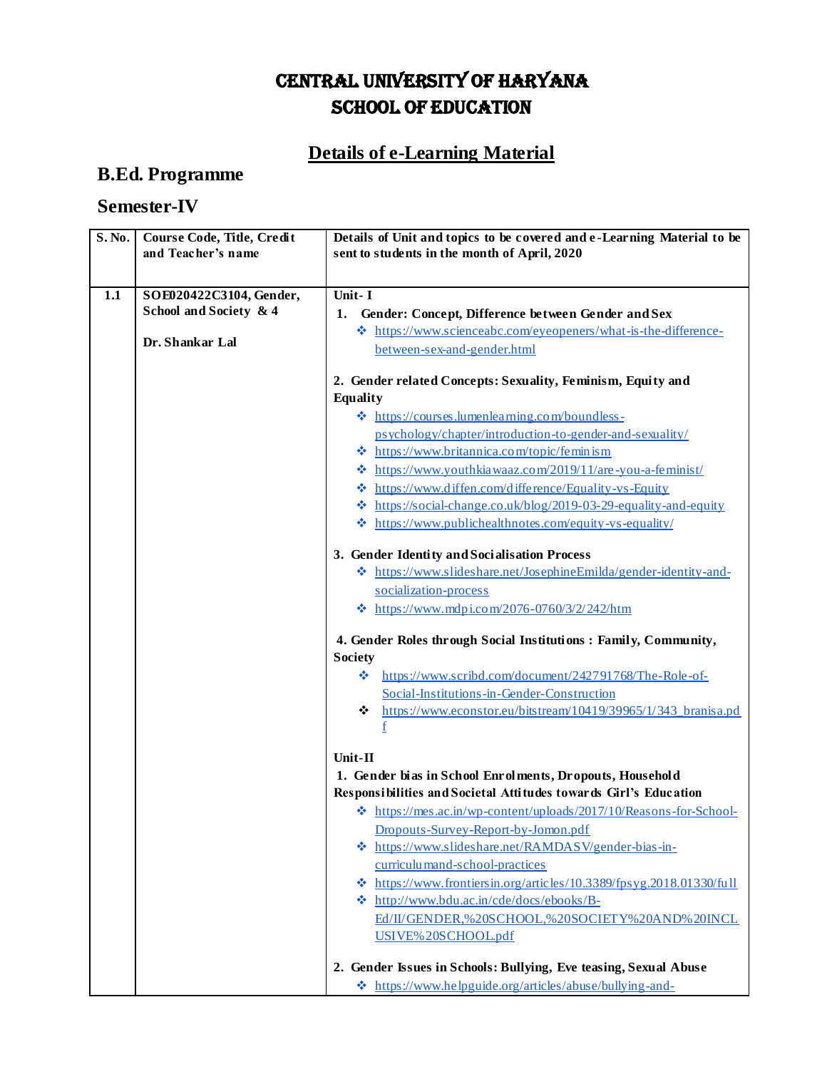# CENTRAL UNIVERSITY OF HARYANA
# SCHOOL OF EDUCATION

## Details of e-Learning Material

### B.Ed. Programme

### Semester-IV

| S. No. | Course Code, Title, Credit and Teacher's name | Details of Unit and topics to be covered and e-Learning Material to be sent to students in the month of April, 2020 |
|---|---|---|
| 1.1 | **SOE020422C3104, Gender, School and Society & 4**<br><br>**Dr. Shankar Lal** | **Unit- I**<br>**1. Gender: Concept, Difference between Gender and Sex**<br>❖ https://www.scienceabc.com/eyeopeners/what-is-the-difference-between-sex-and-gender.html<br><br>**2. Gender related Concepts: Sexuality, Feminism, Equity and Equality**<br>❖ https://courses.lumenlearning.com/boundless-psychology/chapter/introduction-to-gender-and-sexuality/<br>❖ https://www.britannica.com/topic/feminism<br>❖ https://www.youthkiawaaz.com/2019/11/are-you-a-feminist/<br>❖ https://www.diffen.com/difference/Equality-vs-Equity<br>❖ https://social-change.co.uk/blog/2019-03-29-equality-and-equity<br>❖ https://www.publichealthnotes.com/equity-vs-equality/<br><br>**3. Gender Identity and Socialisation Process**<br>❖ https://www.slideshare.net/JosephineEmilda/gender-identity-and-socialization-process<br>❖ https://www.mdpi.com/2076-0760/3/2/242/htm<br><br>**4. Gender Roles through Social Institutions : Family, Community, Society**<br>❖ https://www.scribd.com/document/242791768/The-Role-of-Social-Institutions-in-Gender-Construction<br>❖ https://www.econstor.eu/bitstream/10419/39965/1/343_branisa.pdf<br><br>**Unit-II**<br>**1. Gender bias in School Enrolments, Dropouts, Household Responsibilities and Societal Attitudes towards Girl's Education**<br>❖ https://mes.ac.in/wp-content/uploads/2017/10/Reasons-for-School-Dropouts-Survey-Report-by-Jomon.pdf<br>❖ https://www.slideshare.net/RAMDASV/gender-bias-in-curriculumand-school-practices<br>❖ https://www.frontiersin.org/articles/10.3389/fpsyg.2018.01330/full<br>❖ http://www.bdu.ac.in/cde/docs/ebooks/B-Ed/II/GENDER,%20SCHOOL,%20SOCIETY%20AND%20INCLUSIVE%20SCHOOL.pdf<br><br>**2. Gender Issues in Schools: Bullying, Eve teasing, Sexual Abuse**<br>❖ https://www.helpguide.org/articles/abuse/bullying-and- |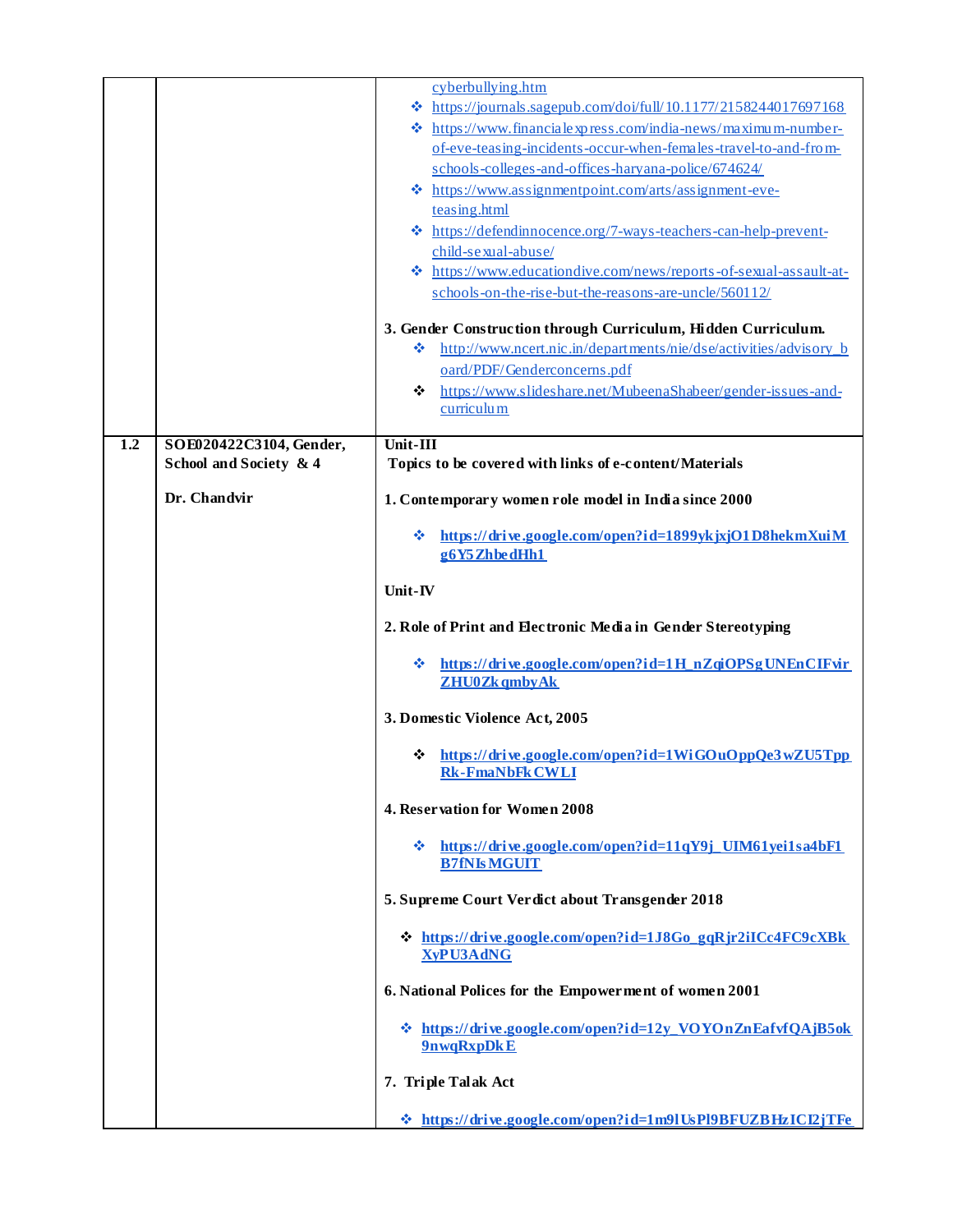| | | |
|---|---|---|
| | | ❖ cyberbullying.htm<br>❖ https://journals.sagepub.com/doi/full/10.1177/2158244017697168<br>❖ https://www.financialexpress.com/india-news/maximum-number-of-eve-teasing-incidents-occur-when-females-travel-to-and-from-schools-colleges-and-offices-haryana-police/674624/<br>❖ https://www.assignmentpoint.com/arts/assignment-eve-teasing.html<br>❖ https://defendinnocence.org/7-ways-teachers-can-help-prevent-child-sexual-abuse/<br>❖ https://www.educationdive.com/news/reports-of-sexual-assault-at-schools-on-the-rise-but-the-reasons-are-uncle/560112/<br><br>**3. Gender Construction through Curriculum, Hidden Curriculum.**<br>❖ http://www.ncert.nic.in/departments/nie/dse/activities/advisory_board/PDF/Genderconcerns.pdf<br>❖ https://www.slideshare.net/MubeenaShabeer/gender-issues-and-curriculum |
| **1.2** | **SOE020422C3104, Gender, School and Society & 4**<br><br>**Dr. Chandvir** | **Unit-III**<br>**Topics to be covered with links of e-content/Materials**<br><br>**1. Contemporary women role model in India since 2000**<br>❖ **https://drive.google.com/open?id=1899ykjxjO1D8hekmXuiMg6Y5ZhbedHh1**<br><br>**Unit-IV**<br><br>**2. Role of Print and Electronic Media in Gender Stereotyping**<br>❖ **https://drive.google.com/open?id=1H_nZqiOPSgUNEnCIFvirZHU0ZkqmbyAk**<br><br>**3. Domestic Violence Act, 2005**<br>❖ **https://drive.google.com/open?id=1WiGOuOppQe3wZU5TppRk-FmaNbFkCWLI**<br><br>**4. Reservation for Women 2008**<br>❖ **https://drive.google.com/open?id=11qY9j_UIM61yei1sa4bF1B7fNIsMGUIT**<br><br>**5. Supreme Court Verdict about Transgender 2018**<br>❖ **https://drive.google.com/open?id=1J8Go_gqRjr2iICc4FC9cXBkXyPU3AdNG**<br><br>**6. National Polices for the Empowerment of women 2001**<br>❖ **https://drive.google.com/open?id=12y_VOYOnZnEafvfQAjB5ok9nwqRxpDkE**<br><br>**7. Triple Talak Act**<br>❖ **https://drive.google.com/open?id=1m9lUsPl9BFUZBHzICI2jTFe** |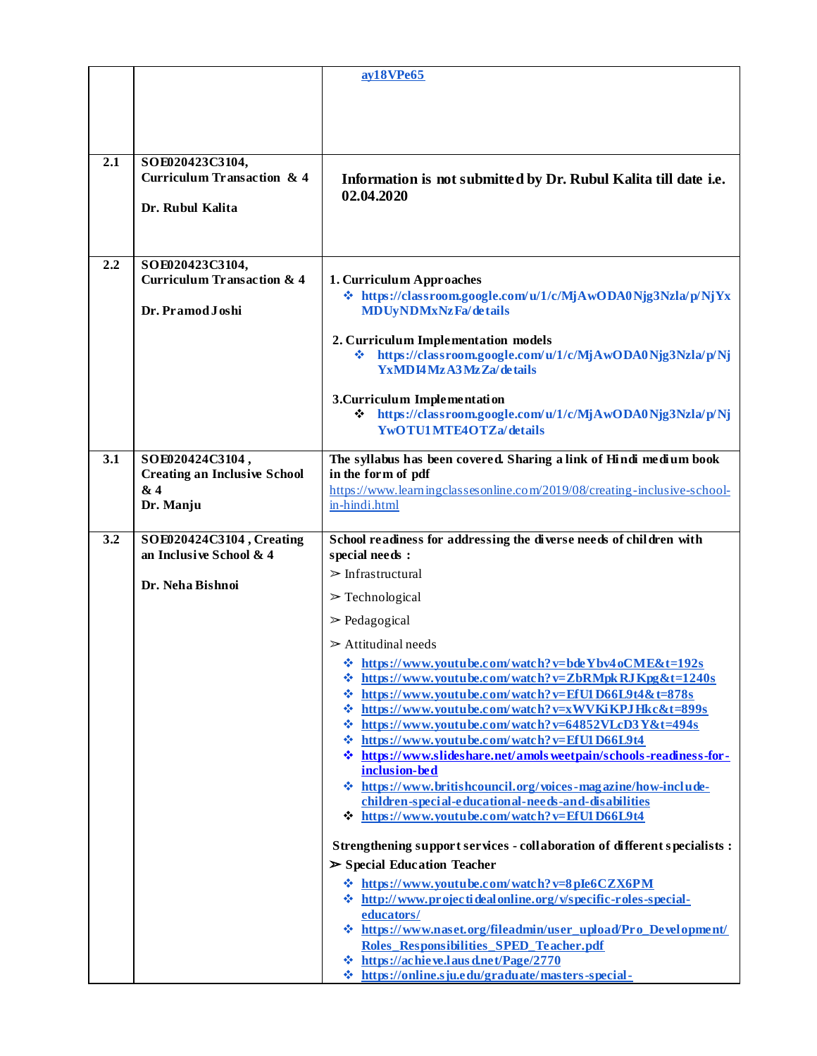| | | |
|---|---|---|
| | | ay18VPe65 |
| 2.1 | **SOE020423C3104, Curriculum Transaction & 4**<br><br>**Dr. Rubul Kalita** | **Information is not submitted by Dr. Rubul Kalita till date i.e. 02.04.2020** |
| 2.2 | **SOE020423C3104, Curriculum Transaction & 4**<br><br>**Dr. Pramod Joshi** | **1. Curriculum Approaches**<br>❖ https://classroom.google.com/u/1/c/MjAwODA0Njg3Nzla/p/NjYxMDUyNDMxNzFa/details<br><br>**2. Curriculum Implementation models**<br>❖ https://classroom.google.com/u/1/c/MjAwODA0Njg3Nzla/p/NjYxMDI4MzA3MzZa/details<br><br>**3.Curriculum Implementation**<br>❖ https://classroom.google.com/u/1/c/MjAwODA0Njg3Nzla/p/NjYwOTU1MTE4OTZa/details |
| 3.1 | **SOE020424C3104, Creating an Inclusive School & 4**<br>**Dr. Manju** | **The syllabus has been covered. Sharing a link of Hindi medium book in the form of pdf**<br>https://www.learningclassesonline.com/2019/08/creating-inclusive-school-in-hindi.html |
| 3.2 | **SOE020424C3104, Creating an Inclusive School & 4**<br><br>**Dr. Neha Bishnoi** | **School readiness for addressing the diverse needs of children with special needs :**<br>➢ Infrastructural<br>➢ Technological<br>➢ Pedagogical<br>➢ Attitudinal needs<br>❖ https://www.youtube.com/watch?v=bdeYbv4oCME&t=192s<br>❖ https://www.youtube.com/watch?v=ZbRMpkRJKpg&t=1240s<br>❖ https://www.youtube.com/watch?v=EfU1D66L9t4&t=878s<br>❖ https://www.youtube.com/watch?v=xWVKiKPJHkc&t=899s<br>❖ https://www.youtube.com/watch?v=64852VLcD3Y&t=494s<br>❖ https://www.youtube.com/watch?v=EfU1D66L9t4<br>❖ https://www.slideshare.net/amolsweetpain/schools-readiness-for-inclusion-bed<br>❖ https://www.britishcouncil.org/voices-magazine/how-include-children-special-educational-needs-and-disabilities<br>❖ https://www.youtube.com/watch?v=EfU1D66L9t4<br><br>**Strengthening support services - collaboration of different specialists :**<br>➢ **Special Education Teacher**<br>❖ https://www.youtube.com/watch?v=8pIe6CZX6PM<br>❖ http://www.projectidealonline.org/v/specific-roles-special-educators/<br>❖ https://www.naset.org/fileadmin/user_upload/Pro_Development/Roles_Responsibilities_SPED_Teacher.pdf<br>❖ https://achieve.lausd.net/Page/2770<br>❖ https://online.sju.edu/graduate/masters-special- |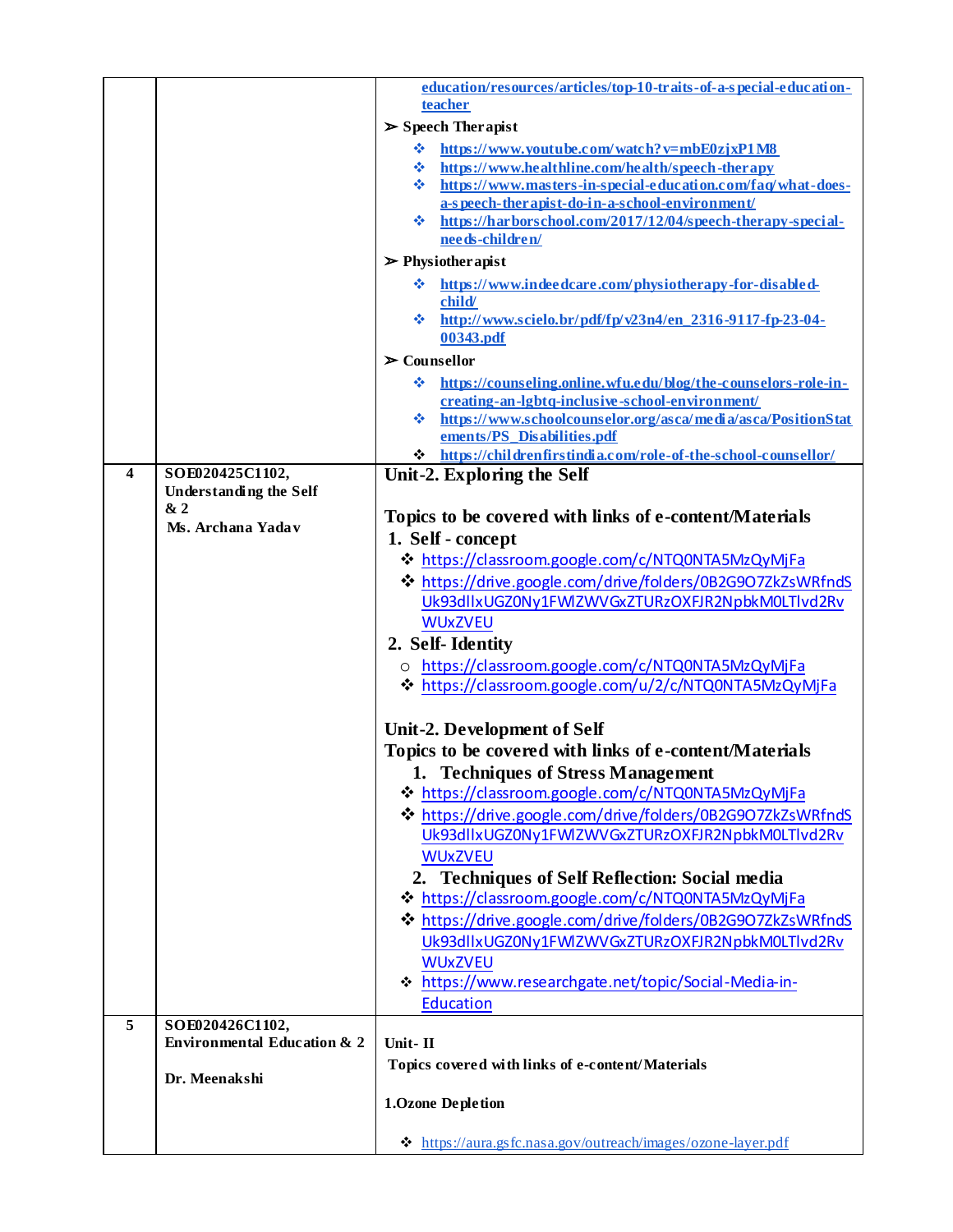| | | |
|---|---|---|
| | | education/resources/articles/top-10-traits-of-a-special-education-teacher<br>➢ **Speech Therapist**<br>❖ https://www.youtube.com/watch?v=mbE0zjxP1M8<br>❖ https://www.healthline.com/health/speech-therapy<br>❖ https://www.masters-in-special-education.com/faq/what-does-a-speech-therapist-do-in-a-school-environment/<br>❖ https://harborschool.com/2017/12/04/speech-therapy-special-needs-children/<br>➢ **Physiotherapist**<br>❖ https://www.indeedcare.com/physiotherapy-for-disabled-child/<br>❖ http://www.scielo.br/pdf/fp/v23n4/en_2316-9117-fp-23-04-00343.pdf<br>➢ **Counsellor**<br>❖ https://counseling.online.wfu.edu/blog/the-counselors-role-in-creating-an-lgbtq-inclusive-school-environment/<br>❖ https://www.schoolcounselor.org/asca/media/asca/PositionStatements/PS_Disabilities.pdf<br>❖ https://childrenfirstindia.com/role-of-the-school-counsellor/ |
| **4** | **SOE020425C1102, Understanding the Self & 2**<br>**Ms. Archana Yadav** | **Unit-2. Exploring the Self**<br><br>**Topics to be covered with links of e-content/Materials**<br>**1. Self - concept**<br>❖ https://classroom.google.com/c/NTQ0NTA5MzQyMjFa<br>❖ https://drive.google.com/drive/folders/0B2G9O7ZkZsWRfndSUk93dllxUGZ0Ny1FWlZWVGxZTURzOXFJR2NpbkM0LTlvd2RvWUxZVEU<br>**2. Self- Identity**<br>○ https://classroom.google.com/c/NTQ0NTA5MzQyMjFa<br>❖ https://classroom.google.com/u/2/c/NTQ0NTA5MzQyMjFa<br><br>**Unit-2. Development of Self**<br>**Topics to be covered with links of e-content/Materials**<br>**1. Techniques of Stress Management**<br>❖ https://classroom.google.com/c/NTQ0NTA5MzQyMjFa<br>❖ https://drive.google.com/drive/folders/0B2G9O7ZkZsWRfndSUk93dllxUGZ0Ny1FWlZWVGxZTURzOXFJR2NpbkM0LTlvd2RvWUxZVEU<br>**2. Techniques of Self Reflection: Social media**<br>❖ https://classroom.google.com/c/NTQ0NTA5MzQyMjFa<br>❖ https://drive.google.com/drive/folders/0B2G9O7ZkZsWRfndSUk93dllxUGZ0Ny1FWlZWVGxZTURzOXFJR2NpbkM0LTlvd2RvWUxZVEU<br>❖ https://www.researchgate.net/topic/Social-Media-in-Education |
| **5** | **SOE020426C1102, Environmental Education & 2**<br><br>**Dr. Meenakshi** | **Unit- II**<br>**Topics covered with links of e-content/Materials**<br><br>**1.Ozone Depletion**<br><br>❖ https://aura.gsfc.nasa.gov/outreach/images/ozone-layer.pdf |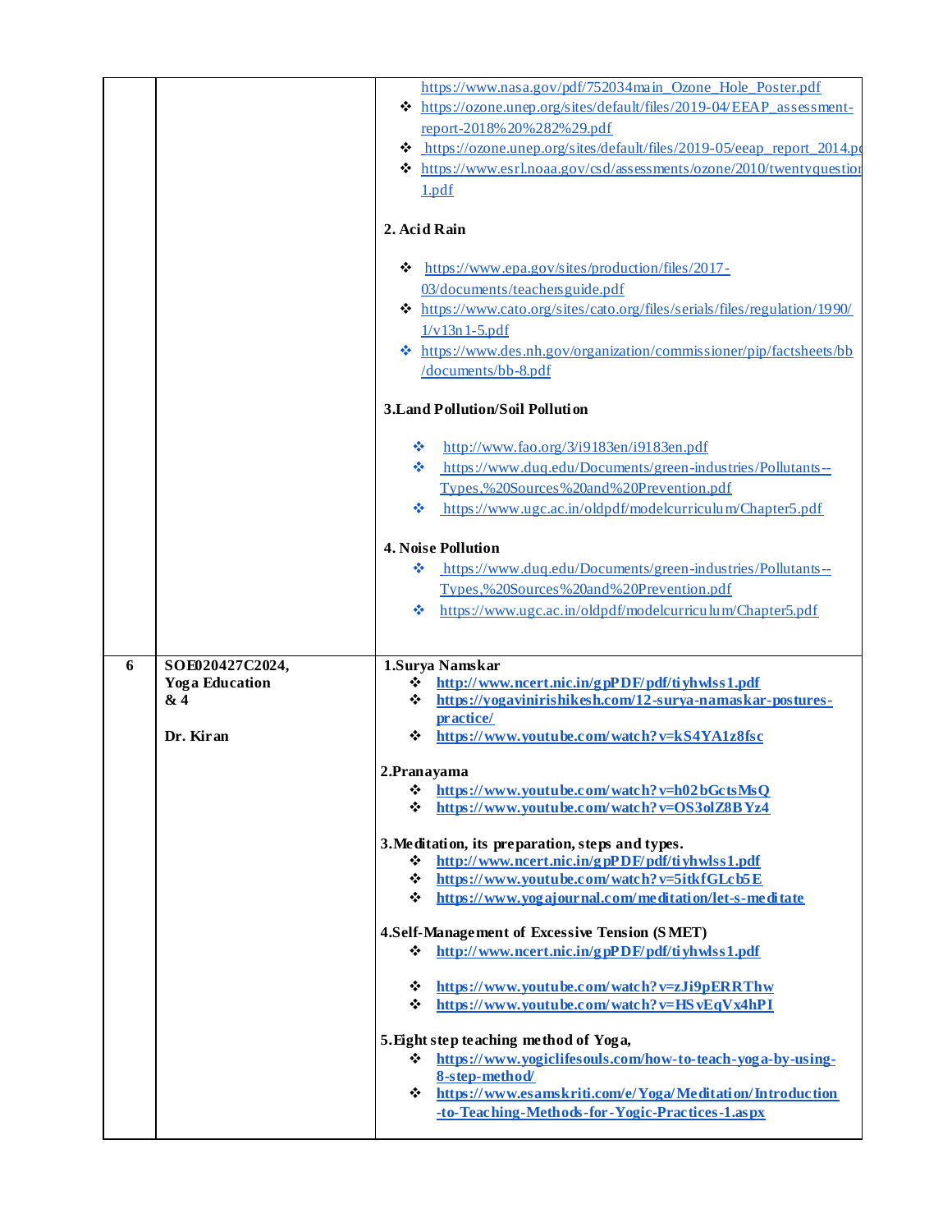| | | |
|---|---|---|
| | | https://www.nasa.gov/pdf/752034main_Ozone_Hole_Poster.pdf<br>❖ https://ozone.unep.org/sites/default/files/2019-04/EEAP_assessment-report-2018%20%282%29.pdf<br>❖ https://ozone.unep.org/sites/default/files/2019-05/eeap_report_2014.pd<br>❖ https://www.esrl.noaa.gov/csd/assessments/ozone/2010/twentyquestion 1.pdf<br><br>**2. Acid Rain**<br><br>❖ https://www.epa.gov/sites/production/files/2017-03/documents/teachersguide.pdf<br>❖ https://www.cato.org/sites/cato.org/files/serials/files/regulation/1990/1/v13n1-5.pdf<br>❖ https://www.des.nh.gov/organization/commissioner/pip/factsheets/bb/documents/bb-8.pdf<br><br>**3.Land Pollution/Soil Pollution**<br><br>❖ http://www.fao.org/3/i9183en/i9183en.pdf<br>❖ https://www.duq.edu/Documents/green-industries/Pollutants--Types,%20Sources%20and%20Prevention.pdf<br>❖ https://www.ugc.ac.in/oldpdf/modelcurriculum/Chapter5.pdf<br><br>**4. Noise Pollution**<br>❖ https://www.duq.edu/Documents/green-industries/Pollutants--Types,%20Sources%20and%20Prevention.pdf<br>❖ https://www.ugc.ac.in/oldpdf/modelcurriculum/Chapter5.pdf |
| **6** | **SOE020427C2024, Yoga Education & 4**<br><br>**Dr. Kiran** | **1.Surya Namskar**<br>❖ **http://www.ncert.nic.in/gpPDF/pdf/tiyhwlss1.pdf**<br>❖ **https://yogavinirishikesh.com/12-surya-namaskar-postures-practice/**<br>❖ **https://www.youtube.com/watch?v=kS4YA1z8fsc**<br><br>**2.Pranayama**<br>❖ **https://www.youtube.com/watch?v=h02bGctsMsQ**<br>❖ **https://www.youtube.com/watch?v=OS3olZ8BYz4**<br><br>**3.Meditation, its preparation, steps and types.**<br>❖ **http://www.ncert.nic.in/gpPDF/pdf/tiyhwlss1.pdf**<br>❖ **https://www.youtube.com/watch?v=5itkfGLcb5E**<br>❖ **https://www.yogajournal.com/meditation/let-s-meditate**<br><br>**4.Self-Management of Excessive Tension (SMET)**<br>❖ **http://www.ncert.nic.in/gpPDF/pdf/tiyhwlss1.pdf**<br><br>❖ **https://www.youtube.com/watch?v=zJi9pERRThw**<br>❖ **https://www.youtube.com/watch?v=HSvEqVx4hPI**<br><br>**5.Eight step teaching method of Yoga,**<br>❖ **https://www.yogiclifesouls.com/how-to-teach-yoga-by-using-8-step-method/**<br>❖ **https://www.esamskriti.com/e/Yoga/Meditation/Introduction-to-Teaching-Methods-for-Yogic-Practices-1.aspx** |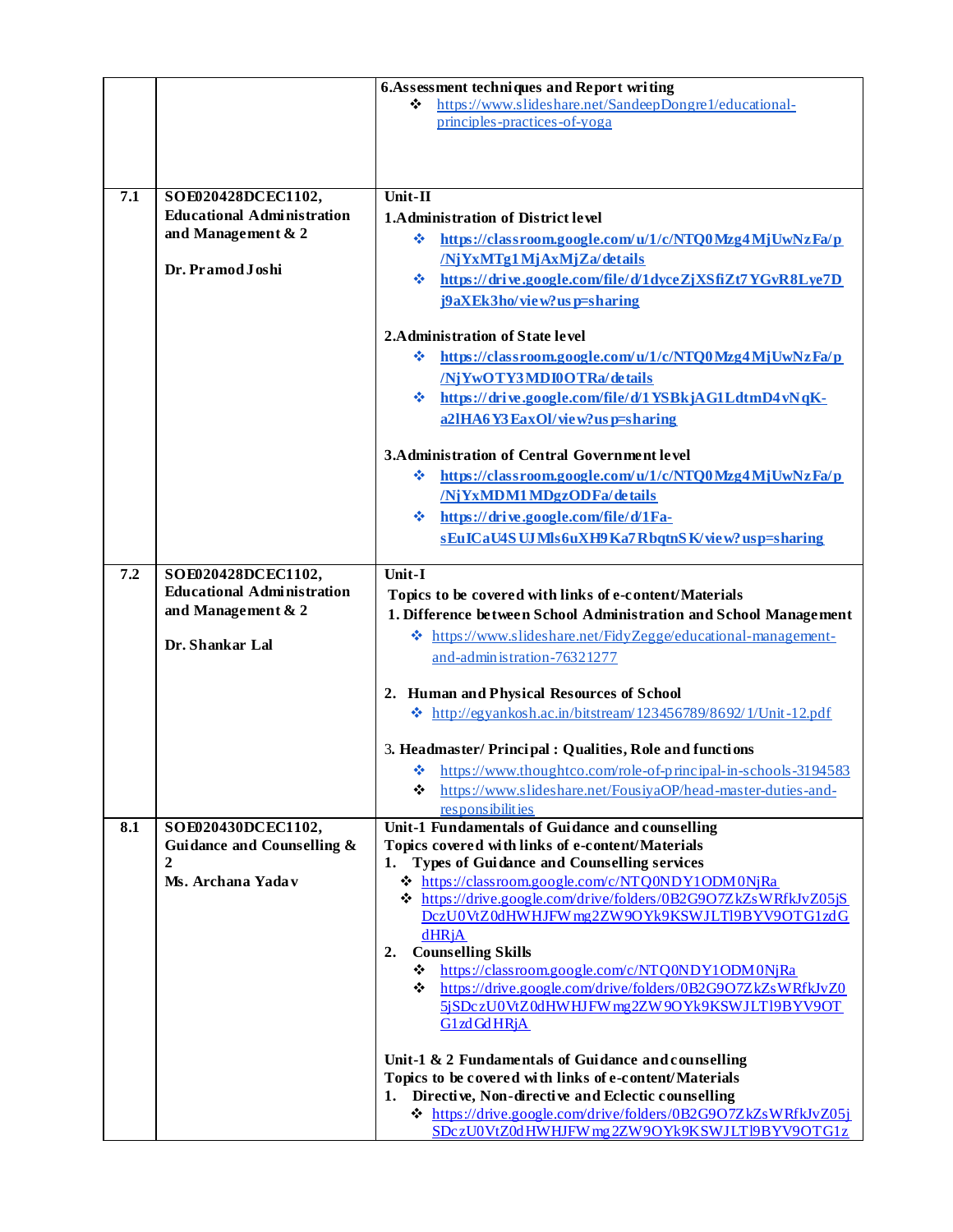| | | |
|---|---|---|
| | | **6.Assessment techniques and Report writing**<br>❖ https://www.slideshare.net/SandeepDongre1/educational-principles-practices-of-yoga |
| **7.1** | **SOE020428DCEC1102, Educational Administration and Management & 2**<br><br>**Dr. Pramod Joshi** | **Unit-II**<br>**1.Administration of District level**<br>❖ **https://classroom.google.com/u/1/c/NTQ0Mzg4MjUwNzFa/p/NjYxMTg1MjAxMjZa/details**<br>❖ **https://drive.google.com/file/d/1dyceZjXSfiZt7YGvR8Lye7Dj9aXEk3ho/view?usp=sharing**<br><br>**2.Administration of State level**<br>❖ **https://classroom.google.com/u/1/c/NTQ0Mzg4MjUwNzFa/p/NjYwOTY3MDI0OTRa/details**<br>❖ **https://drive.google.com/file/d/1YSBkjAG1LdtmD4vNqK-a2lHA6Y3EaxOl/view?usp=sharing**<br><br>**3.Administration of Central Government level**<br>❖ **https://classroom.google.com/u/1/c/NTQ0Mzg4MjUwNzFa/p/NjYxMDM1MDgzODFa/details**<br>❖ **https://drive.google.com/file/d/1Fa-sEuICaU4SUJMls6uXH9Ka7RbqtnSK/view?usp=sharing** |
| **7.2** | **SOE020428DCEC1102, Educational Administration and Management & 2**<br><br>**Dr. Shankar Lal** | **Unit-I**<br>**Topics to be covered with links of e-content/Materials**<br>**1. Difference between School Administration and School Management**<br>❖ https://www.slideshare.net/FidyZegge/educational-management-and-administration-76321277<br><br>**2. Human and Physical Resources of School**<br>❖ http://egyankosh.ac.in/bitstream/123456789/8692/1/Unit-12.pdf<br><br>3. **Headmaster/ Principal : Qualities, Role and functions**<br>❖ https://www.thoughtco.com/role-of-principal-in-schools-3194583<br>❖ https://www.slideshare.net/FousiyaOP/head-master-duties-and-responsibilities |
| **8.1** | **SOE020430DCEC1102, Guidance and Counselling & 2**<br>**Ms. Archana Yadav** | **Unit-1 Fundamentals of Guidance and counselling**<br>**Topics covered with links of e-content/Materials**<br>**1. Types of Guidance and Counselling services**<br>❖ https://classroom.google.com/c/NTQ0NDY1ODM0NjRa<br>❖ https://drive.google.com/drive/folders/0B2G9O7ZkZsWRfkJvZ05jSDczU0VtZ0dHWHJFWmg2ZW9OYk9KSWJLTl9BYV9OTG1zdGdHRjA<br>**2. Counselling Skills**<br>❖ https://classroom.google.com/c/NTQ0NDY1ODM0NjRa<br>❖ https://drive.google.com/drive/folders/0B2G9O7ZkZsWRfkJvZ05jSDczU0VtZ0dHWHJFWmg2ZW9OYk9KSWJLTl9BYV9OTG1zdGdHRjA<br><br>**Unit-1 & 2 Fundamentals of Guidance and counselling**<br>**Topics to be covered with links of e-content/Materials**<br>**1. Directive, Non-directive and Eclectic counselling**<br>❖ https://drive.google.com/drive/folders/0B2G9O7ZkZsWRfkJvZ05jSDczU0VtZ0dHWHJFWmg2ZW9OYk9KSWJLTl9BYV9OTG1z |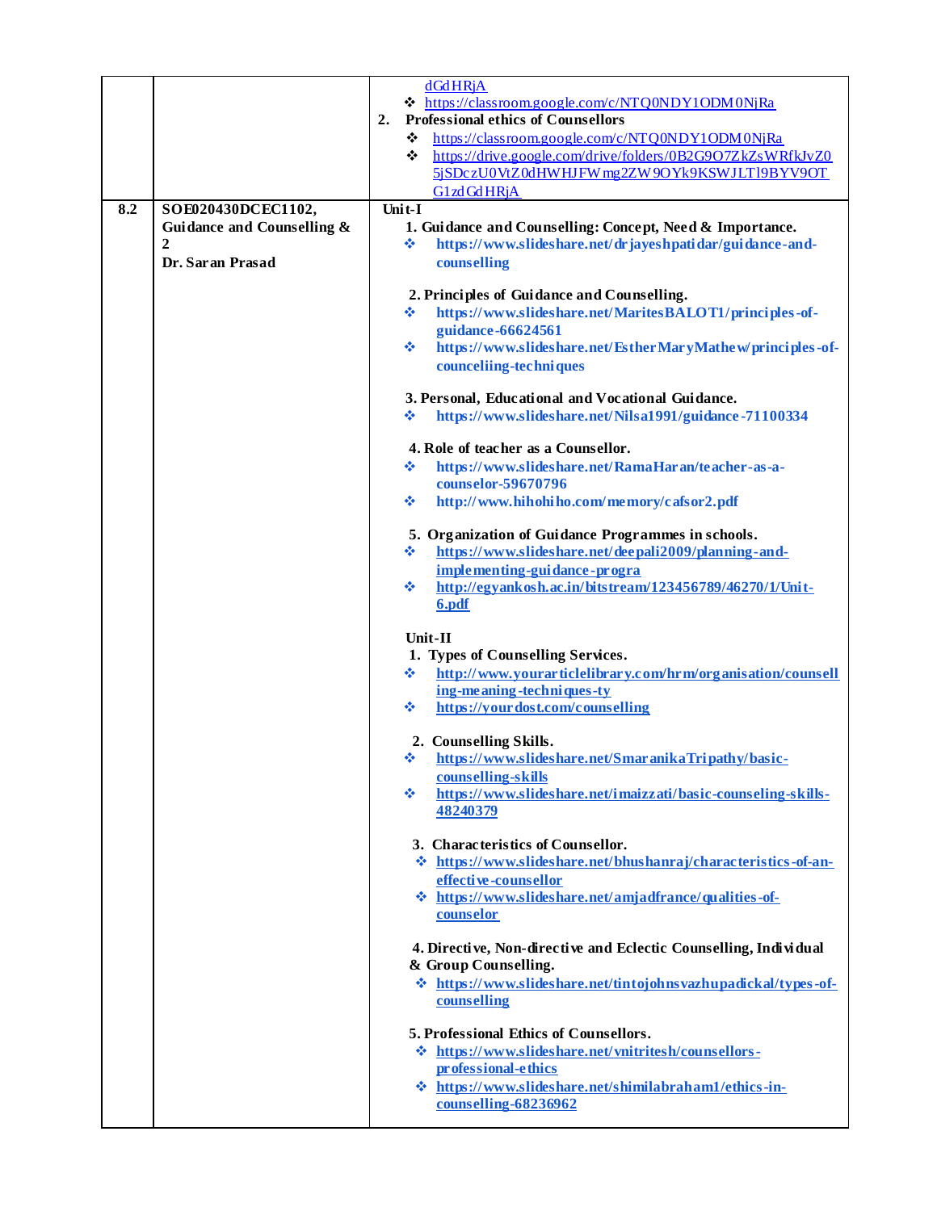| | | dGdHRjA<br>❖ https://classroom.google.com/c/NTQ0NDY1ODM0NjRa<br>**2. Professional ethics of Counsellors**<br>❖ https://classroom.google.com/c/NTQ0NDY1ODM0NjRa<br>❖ https://drive.google.com/drive/folders/0B2G9O7ZkZsWRfkJvZ05jSDczU0VtZ0dHWHJFWmg2ZW9OYk9KSWJLTl9BYV9OTG1zdGdHRjA |
|---|---|---|
| 8.2 | **SOE020430DCEC1102, Guidance and Counselling & 2**<br>**Dr. Saran Prasad** | **Unit-I**<br>**1. Guidance and Counselling: Concept, Need & Importance.**<br>❖ **https://www.slideshare.net/drjayeshpatidar/guidance-and-counselling**<br>**2. Principles of Guidance and Counselling.**<br>❖ **https://www.slideshare.net/MaritesBALOT1/principles-of-guidance-66624561**<br>❖ **https://www.slideshare.net/EstherMaryMathew/principles-of-counceliing-techniques**<br>**3. Personal, Educational and Vocational Guidance.**<br>❖ **https://www.slideshare.net/Nilsa1991/guidance-71100334**<br>**4. Role of teacher as a Counsellor.**<br>❖ **https://www.slideshare.net/RamaHaran/teacher-as-a-counselor-59670796**<br>❖ **http://www.hihohiho.com/memory/cafsor2.pdf**<br>**5. Organization of Guidance Programmes in schools.**<br>❖ **https://www.slideshare.net/deepali2009/planning-and-implementing-guidance-progra**<br>❖ **http://egyankosh.ac.in/bitstream/123456789/46270/1/Unit-6.pdf**<br>**Unit-II**<br>**1. Types of Counselling Services.**<br>❖ **http://www.yourarticlelibrary.com/hrm/organisation/counselling-meaning-techniques-ty**<br>❖ **https://yourdost.com/counselling**<br>**2. Counselling Skills.**<br>❖ **https://www.slideshare.net/SmaranikaTripathy/basic-counselling-skills**<br>❖ **https://www.slideshare.net/imaizzati/basic-counseling-skills-48240379**<br>**3. Characteristics of Counsellor.**<br>❖ **https://www.slideshare.net/bhushanraj/characteristics-of-an-effective-counsellor**<br>❖ **https://www.slideshare.net/amjadfrance/qualities-of-counselor**<br>**4. Directive, Non-directive and Eclectic Counselling, Individual & Group Counselling.**<br>❖ **https://www.slideshare.net/tintojohnsvazhupadickal/types-of-counselling**<br>**5. Professional Ethics of Counsellors.**<br>❖ **https://www.slideshare.net/vnitritesh/counsellors-professional-ethics**<br>❖ **https://www.slideshare.net/shimilabraham1/ethics-in-counselling-68236962** |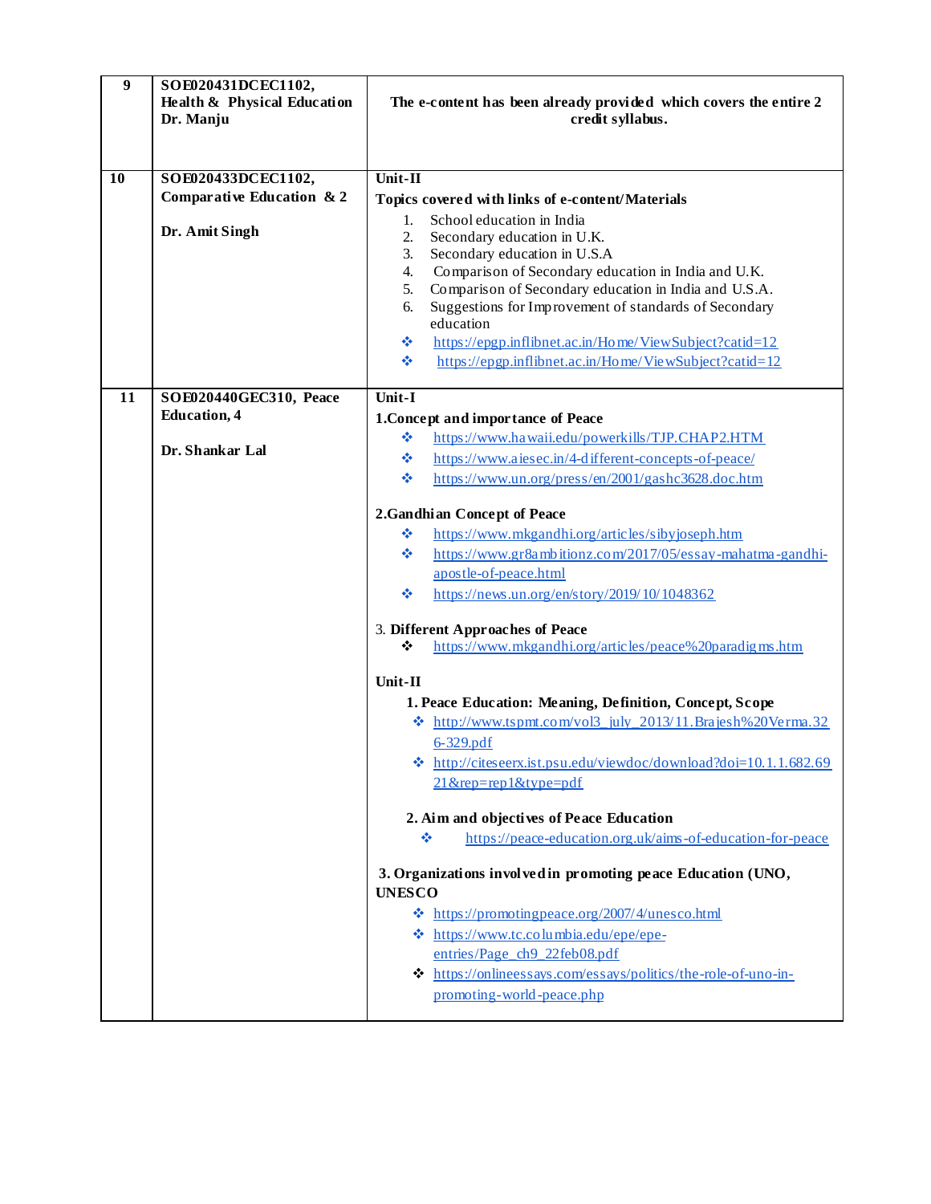| | | |
|---|---|---|
| 9 | **SOE020431DCEC1102, Health & Physical Education Dr. Manju** | **The e-content has been already provided which covers the entire 2 credit syllabus.** |
| 10 | **SOE020433DCEC1102, Comparative Education & 2**<br><br>**Dr. Amit Singh** | **Unit-II**<br>**Topics covered with links of e-content/Materials**<br>1. School education in India<br>2. Secondary education in U.K.<br>3. Secondary education in U.S.A<br>4. Comparison of Secondary education in India and U.K.<br>5. Comparison of Secondary education in India and U.S.A.<br>6. Suggestions for Improvement of standards of Secondary education<br>❖ https://epgp.inflibnet.ac.in/Home/ViewSubject?catid=12<br>❖ https://epgp.inflibnet.ac.in/Home/ViewSubject?catid=12 |
| 11 | **SOE020440GEC310, Peace Education, 4**<br><br>**Dr. Shankar Lal** | **Unit-I**<br>**1.Concept and importance of Peace**<br>❖ https://www.hawaii.edu/powerkills/TJP.CHAP2.HTM<br>❖ https://www.aiesec.in/4-different-concepts-of-peace/<br>❖ https://www.un.org/press/en/2001/gashc3628.doc.htm<br><br>**2.Gandhian Concept of Peace**<br>❖ https://www.mkgandhi.org/articles/sibyjoseph.htm<br>❖ https://www.gr8ambitionz.com/2017/05/essay-mahatma-gandhi-apostle-of-peace.html<br>❖ https://news.un.org/en/story/2019/10/1048362<br><br>3. **Different Approaches of Peace**<br>❖ https://www.mkgandhi.org/articles/peace%20paradigms.htm<br><br>**Unit-II**<br>**1. Peace Education: Meaning, Definition, Concept, Scope**<br>❖ http://www.tspmt.com/vol3_july_2013/11.Brajesh%20Verma.326-329.pdf<br>❖ http://citeseerx.ist.psu.edu/viewdoc/download?doi=10.1.1.682.6921&rep=rep1&type=pdf<br><br>**2. Aim and objectives of Peace Education**<br>❖ https://peace-education.org.uk/aims-of-education-for-peace<br><br>**3. Organizations involved in promoting peace Education (UNO, UNESCO**<br>❖ https://promotingpeace.org/2007/4/unesco.html<br>❖ https://www.tc.columbia.edu/epe/epe-entries/Page_ch9_22feb08.pdf<br>❖ https://onlineessays.com/essays/politics/the-role-of-uno-in-promoting-world-peace.php |